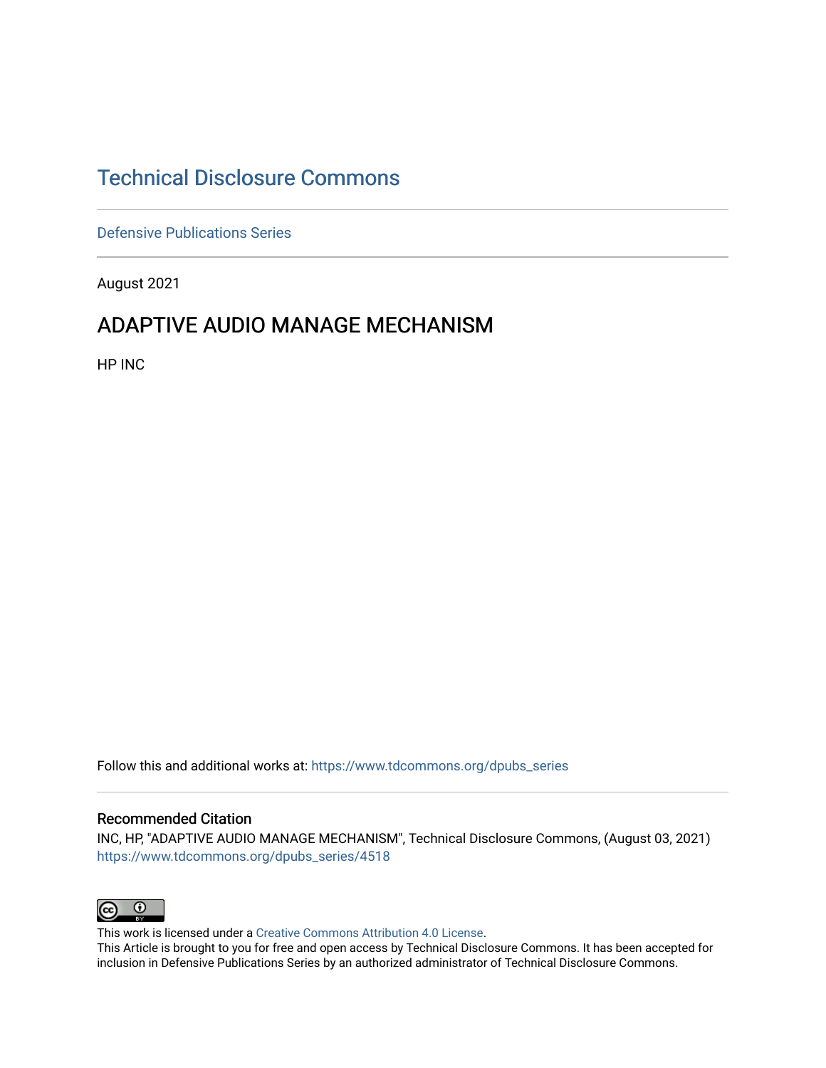# Technical Disclosure Commons

Defensive Publications Series

August 2021

## ADAPTIVE AUDIO MANAGE MECHANISM

HP INC

Follow this and additional works at: https://www.tdcommons.org/dpubs_series

### Recommended Citation

INC, HP, "ADAPTIVE AUDIO MANAGE MECHANISM", Technical Disclosure Commons, (August 03, 2021)
https://www.tdcommons.org/dpubs_series/4518

This work is licensed under a Creative Commons Attribution 4.0 License.
This Article is brought to you for free and open access by Technical Disclosure Commons. It has been accepted for inclusion in Defensive Publications Series by an authorized administrator of Technical Disclosure Commons.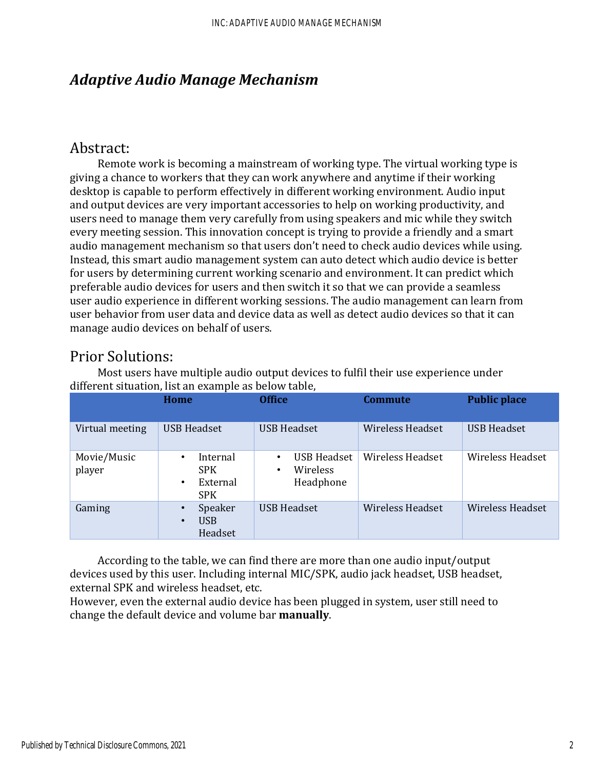# *Adaptive Audio Manage Mechanism*

## Abstract:

Remote work is becoming a mainstream of working type. The virtual working type is giving a chance to workers that they can work anywhere and anytime if their working desktop is capable to perform effectively in different working environment. Audio input and output devices are very important accessories to help on working productivity, and users need to manage them very carefully from using speakers and mic while they switch every meeting session. This innovation concept is trying to provide a friendly and a smart audio management mechanism so that users don't need to check audio devices while using. Instead, this smart audio management system can auto detect which audio device is better for users by determining current working scenario and environment. It can predict which preferable audio devices for users and then switch it so that we can provide a seamless user audio experience in different working sessions. The audio management can learn from user behavior from user data and device data as well as detect audio devices so that it can manage audio devices on behalf of users.

## Prior Solutions:

Most users have multiple audio output devices to fulfil their use experience under different situation, list an example as below table,

| | **Home** | **Office** | **Commute** | **Public place** |
|---|---|---|---|---|
| Virtual meeting | USB Headset | USB Headset | Wireless Headset | USB Headset |
| Movie/Music player | • Internal SPK<br>• External SPK | • USB Headset<br>• Wireless Headphone | Wireless Headset | Wireless Headset |
| Gaming | • Speaker<br>• USB Headset | USB Headset | Wireless Headset | Wireless Headset |

According to the table, we can find there are more than one audio input/output devices used by this user. Including internal MIC/SPK, audio jack headset, USB headset, external SPK and wireless headset, etc.

However, even the external audio device has been plugged in system, user still need to change the default device and volume bar **manually**.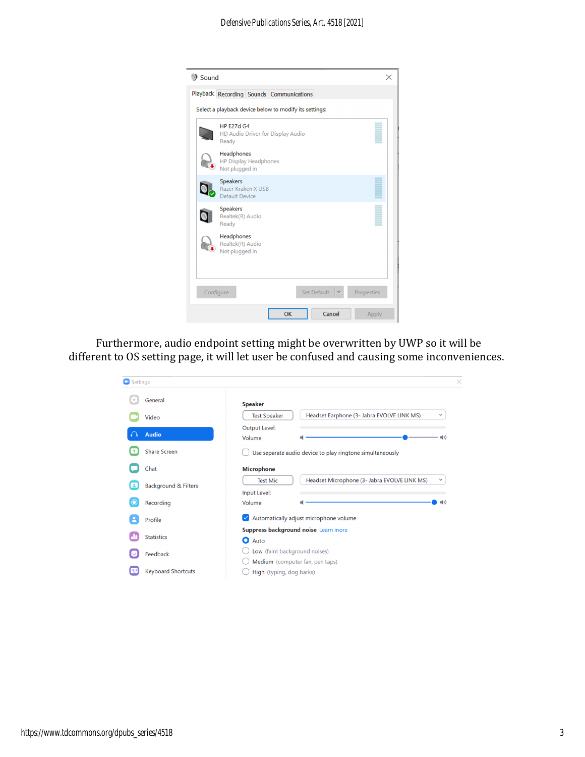Furthermore, audio endpoint setting might be overwritten by UWP so it will be different to OS setting page, it will let user be confused and causing some inconveniences.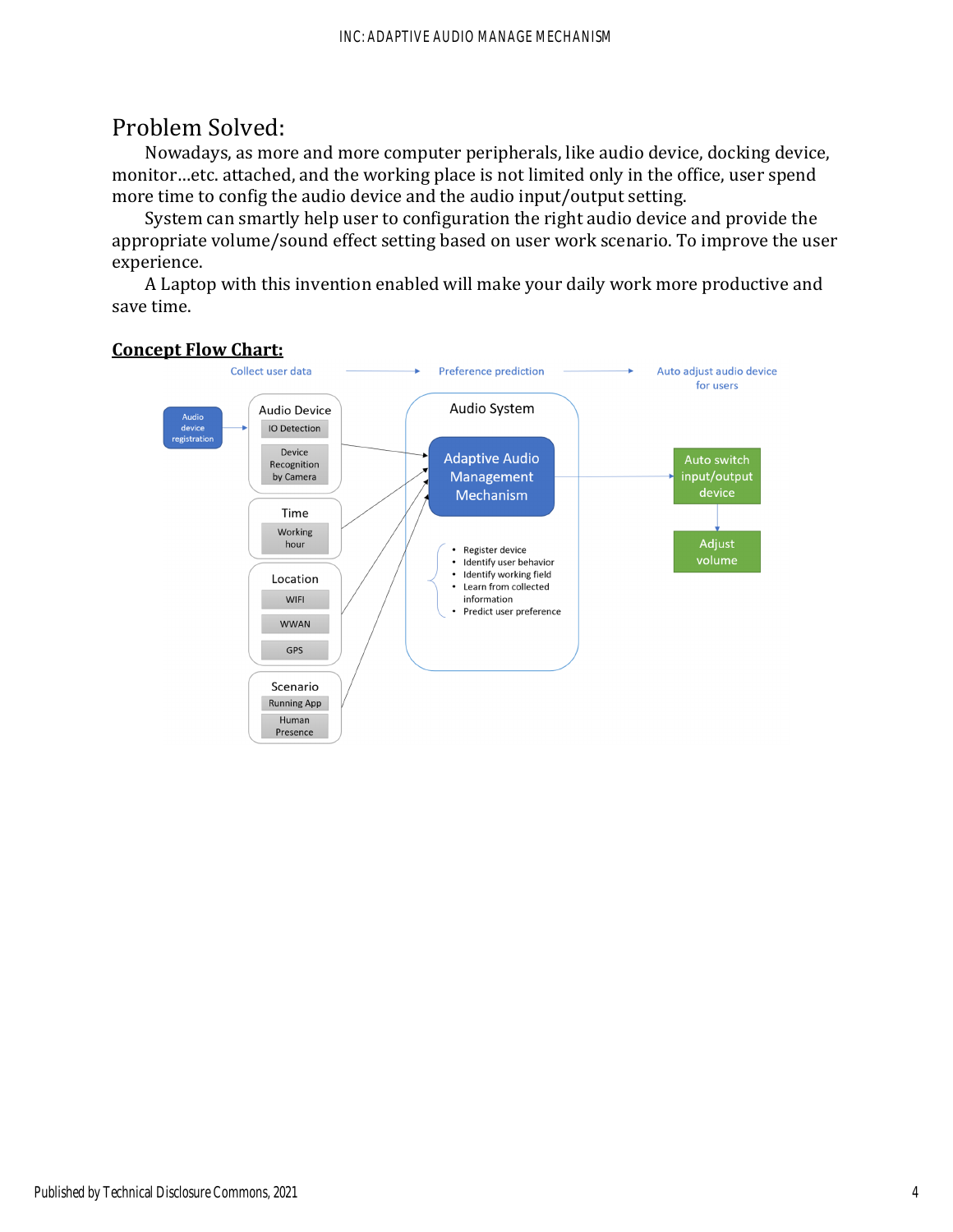# Problem Solved:

Nowadays, as more and more computer peripherals, like audio device, docking device, monitor…etc. attached, and the working place is not limited only in the office, user spend more time to config the audio device and the audio input/output setting.

System can smartly help user to configuration the right audio device and provide the appropriate volume/sound effect setting based on user work scenario. To improve the user experience.

A Laptop with this invention enabled will make your daily work more productive and save time.

**Concept Flow Chart:**

Collect user data → Preference prediction → Auto adjust audio device for users

Audio device registration → Audio Device (IO Detection; Device Recognition by Camera)

Time (Working hour)

Location (WIFI; WWAN; GPS)

Scenario (Running App; Human Presence)

Audio System: Adaptive Audio Management Mechanism

- Register device
- Identify user behavior
- Identify working field
- Learn from collected information
- Predict user preference

→ Auto switch input/output device → Adjust volume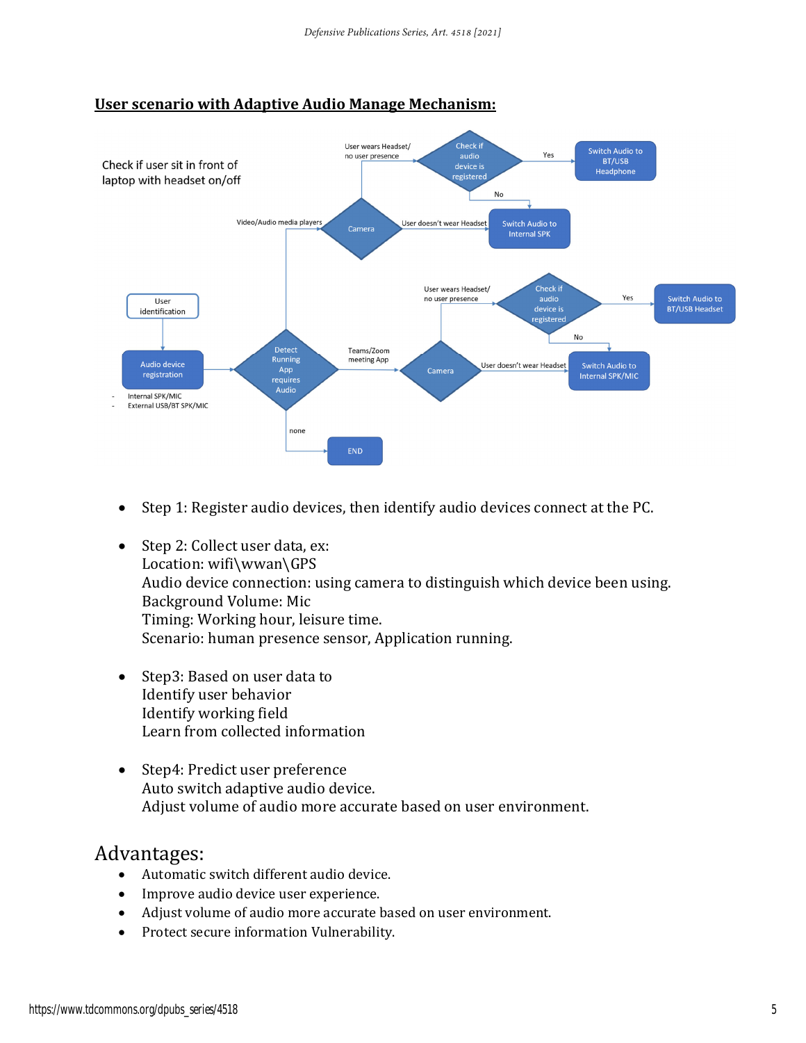## User scenario with Adaptive Audio Manage Mechanism:

Check if user sit in front of laptop with headset on/off

User identification

Audio device registration

- Internal SPK/MIC
- External USB/BT SPK/MIC

Detect Running App requires Audio

Video/Audio media players

Camera

User wears Headset/ no user presence

Check if audio device is registered

Yes

Switch Audio to BT/USB Headphone

No

User doesn't wear Headset

Switch Audio to Internal SPK

Teams/Zoom meeting App

Camera

User wears Headset/ no user presence

Check if audio device is registered

Yes

Switch Audio to BT/USB Headset

No

User doesn't wear Headset

Switch Audio to Internal SPK/MIC

none

END

- Step 1: Register audio devices, then identify audio devices connect at the PC.
- Step 2: Collect user data, ex:
  Location: wifi\wwan\GPS
  Audio device connection: using camera to distinguish which device been using.
  Background Volume: Mic
  Timing: Working hour, leisure time.
  Scenario: human presence sensor, Application running.
- Step3: Based on user data to
  Identify user behavior
  Identify working field
  Learn from collected information
- Step4: Predict user preference
  Auto switch adaptive audio device.
  Adjust volume of audio more accurate based on user environment.

# Advantages:

- Automatic switch different audio device.
- Improve audio device user experience.
- Adjust volume of audio more accurate based on user environment.
- Protect secure information Vulnerability.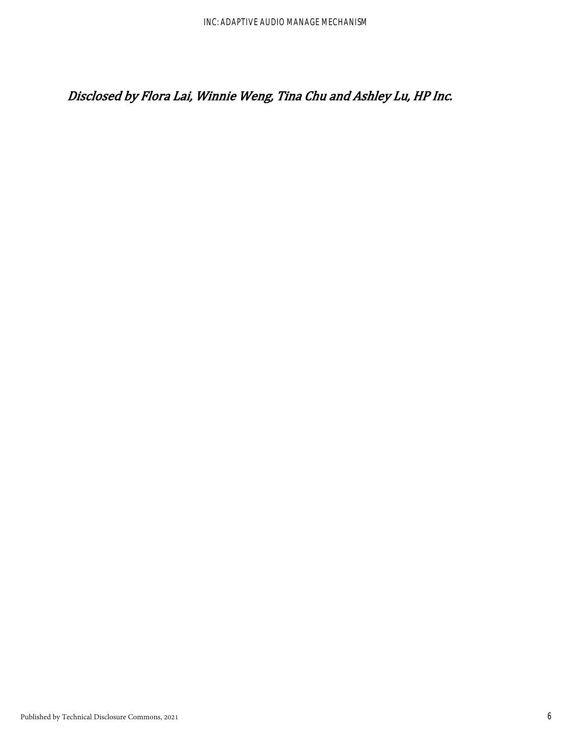*Disclosed by Flora Lai, Winnie Weng, Tina Chu and Ashley Lu, HP Inc.*